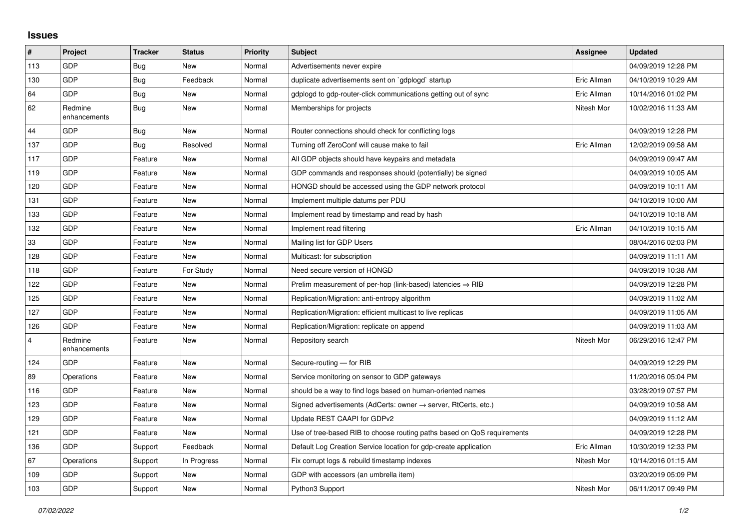## Issues

| # | Project | Tracker | Status | Priority | Subject | Assignee | Updated |
|---|---|---|---|---|---|---|---|
| 113 | GDP | Bug | New | Normal | Advertisements never expire | | 04/09/2019 12:28 PM |
| 130 | GDP | Bug | Feedback | Normal | duplicate advertisements sent on `gdplogd` startup | Eric Allman | 04/10/2019 10:29 AM |
| 64 | GDP | Bug | New | Normal | gdplogd to gdp-router-click communications getting out of sync | Eric Allman | 10/14/2016 01:02 PM |
| 62 | Redmine enhancements | Bug | New | Normal | Memberships for projects | Nitesh Mor | 10/02/2016 11:33 AM |
| 44 | GDP | Bug | New | Normal | Router connections should check for conflicting logs | | 04/09/2019 12:28 PM |
| 137 | GDP | Bug | Resolved | Normal | Turning off ZeroConf will cause make to fail | Eric Allman | 12/02/2019 09:58 AM |
| 117 | GDP | Feature | New | Normal | All GDP objects should have keypairs and metadata | | 04/09/2019 09:47 AM |
| 119 | GDP | Feature | New | Normal | GDP commands and responses should (potentially) be signed | | 04/09/2019 10:05 AM |
| 120 | GDP | Feature | New | Normal | HONGD should be accessed using the GDP network protocol | | 04/09/2019 10:11 AM |
| 131 | GDP | Feature | New | Normal | Implement multiple datums per PDU | | 04/10/2019 10:00 AM |
| 133 | GDP | Feature | New | Normal | Implement read by timestamp and read by hash | | 04/10/2019 10:18 AM |
| 132 | GDP | Feature | New | Normal | Implement read filtering | Eric Allman | 04/10/2019 10:15 AM |
| 33 | GDP | Feature | New | Normal | Mailing list for GDP Users | | 08/04/2016 02:03 PM |
| 128 | GDP | Feature | New | Normal | Multicast: for subscription | | 04/09/2019 11:11 AM |
| 118 | GDP | Feature | For Study | Normal | Need secure version of HONGD | | 04/09/2019 10:38 AM |
| 122 | GDP | Feature | New | Normal | Prelim measurement of per-hop (link-based) latencies ⇒ RIB | | 04/09/2019 12:28 PM |
| 125 | GDP | Feature | New | Normal | Replication/Migration: anti-entropy algorithm | | 04/09/2019 11:02 AM |
| 127 | GDP | Feature | New | Normal | Replication/Migration: efficient multicast to live replicas | | 04/09/2019 11:05 AM |
| 126 | GDP | Feature | New | Normal | Replication/Migration: replicate on append | | 04/09/2019 11:03 AM |
| 4 | Redmine enhancements | Feature | New | Normal | Repository search | Nitesh Mor | 06/29/2016 12:47 PM |
| 124 | GDP | Feature | New | Normal | Secure-routing — for RIB | | 04/09/2019 12:29 PM |
| 89 | Operations | Feature | New | Normal | Service monitoring on sensor to GDP gateways | | 11/20/2016 05:04 PM |
| 116 | GDP | Feature | New | Normal | should be a way to find logs based on human-oriented names | | 03/28/2019 07:57 PM |
| 123 | GDP | Feature | New | Normal | Signed advertisements (AdCerts: owner → server, RtCerts, etc.) | | 04/09/2019 10:58 AM |
| 129 | GDP | Feature | New | Normal | Update REST CAAPI for GDPv2 | | 04/09/2019 11:12 AM |
| 121 | GDP | Feature | New | Normal | Use of tree-based RIB to choose routing paths based on QoS requirements | | 04/09/2019 12:28 PM |
| 136 | GDP | Support | Feedback | Normal | Default Log Creation Service location for gdp-create application | Eric Allman | 10/30/2019 12:33 PM |
| 67 | Operations | Support | In Progress | Normal | Fix corrupt logs & rebuild timestamp indexes | Nitesh Mor | 10/14/2016 01:15 AM |
| 109 | GDP | Support | New | Normal | GDP with accessors (an umbrella item) | | 03/20/2019 05:09 PM |
| 103 | GDP | Support | New | Normal | Python3 Support | Nitesh Mor | 06/11/2017 09:49 PM |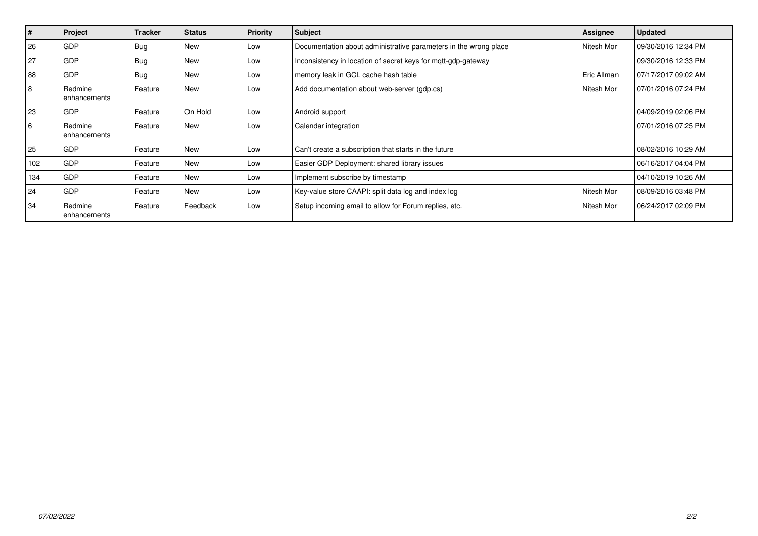| # | Project | Tracker | Status | Priority | Subject | Assignee | Updated |
|---|---|---|---|---|---|---|---|
| 26 | GDP | Bug | New | Low | Documentation about administrative parameters in the wrong place | Nitesh Mor | 09/30/2016 12:34 PM |
| 27 | GDP | Bug | New | Low | Inconsistency in location of secret keys for mqtt-gdp-gateway | | 09/30/2016 12:33 PM |
| 88 | GDP | Bug | New | Low | memory leak in GCL cache hash table | Eric Allman | 07/17/2017 09:02 AM |
| 8 | Redmine enhancements | Feature | New | Low | Add documentation about web-server (gdp.cs) | Nitesh Mor | 07/01/2016 07:24 PM |
| 23 | GDP | Feature | On Hold | Low | Android support | | 04/09/2019 02:06 PM |
| 6 | Redmine enhancements | Feature | New | Low | Calendar integration | | 07/01/2016 07:25 PM |
| 25 | GDP | Feature | New | Low | Can't create a subscription that starts in the future | | 08/02/2016 10:29 AM |
| 102 | GDP | Feature | New | Low | Easier GDP Deployment: shared library issues | | 06/16/2017 04:04 PM |
| 134 | GDP | Feature | New | Low | Implement subscribe by timestamp | | 04/10/2019 10:26 AM |
| 24 | GDP | Feature | New | Low | Key-value store CAAPI: split data log and index log | Nitesh Mor | 08/09/2016 03:48 PM |
| 34 | Redmine enhancements | Feature | Feedback | Low | Setup incoming email to allow for Forum replies, etc. | Nitesh Mor | 06/24/2017 02:09 PM |

*07/02/2022*